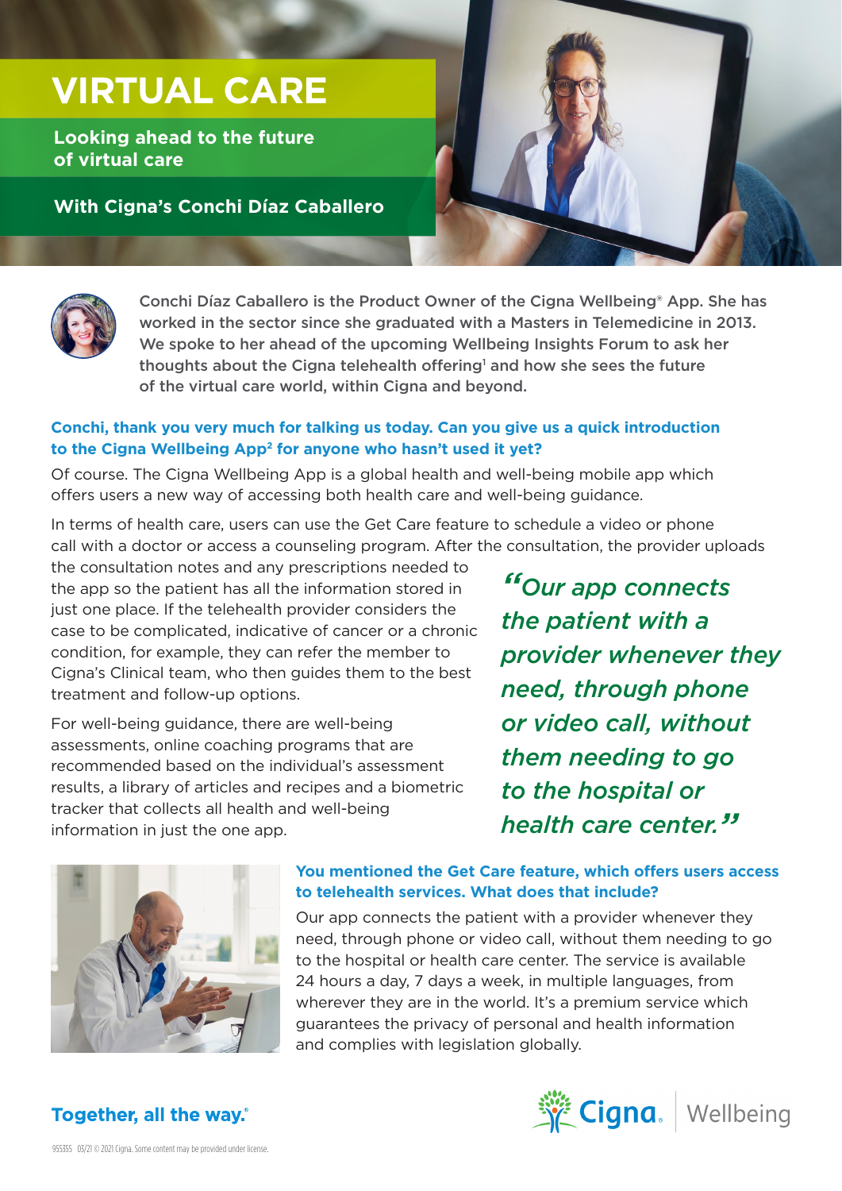# VIRTUAL CARE

## Looking ahead to the future of virtual care

### With Cigna's Conchi Díaz Caballero

**Conchi Díaz Caballero is the Product Owner of the Cigna Wellbeing® App. She has worked in the sector since she graduated with a Masters in Telemedicine in 2013. We spoke to her ahead of the upcoming Wellbeing Insights Forum to ask her thoughts about the Cigna telehealth offering[1] and how she sees the future of the virtual care world, within Cigna and beyond.**

**Conchi, thank you very much for talking us today. Can you give us a quick introduction to the Cigna Wellbeing App[2] for anyone who hasn't used it yet?**

Of course. The Cigna Wellbeing App is a global health and well-being mobile app which offers users a new way of accessing both health care and well-being guidance.

In terms of health care, users can use the Get Care feature to schedule a video or phone call with a doctor or access a counseling program. After the consultation, the provider uploads the consultation notes and any prescriptions needed to the app so the patient has all the information stored in just one place. If the telehealth provider considers the case to be complicated, indicative of cancer or a chronic condition, for example, they can refer the member to Cigna's Clinical team, who then guides them to the best treatment and follow-up options.

For well-being guidance, there are well-being assessments, online coaching programs that are recommended based on the individual's assessment results, a library of articles and recipes and a biometric tracker that collects all health and well-being information in just the one app.

> *"Our app connects the patient with a provider whenever they need, through phone or video call, without them needing to go to the hospital or health care center."*

**You mentioned the Get Care feature, which offers users access to telehealth services. What does that include?**

Our app connects the patient with a provider whenever they need, through phone or video call, without them needing to go to the hospital or health care center. The service is available 24 hours a day, 7 days a week, in multiple languages, from wherever they are in the world. It's a premium service which guarantees the privacy of personal and health information and complies with legislation globally.

**Together, all the way.®**

955355 03/21 © 2021 Cigna. Some content may be provided under license.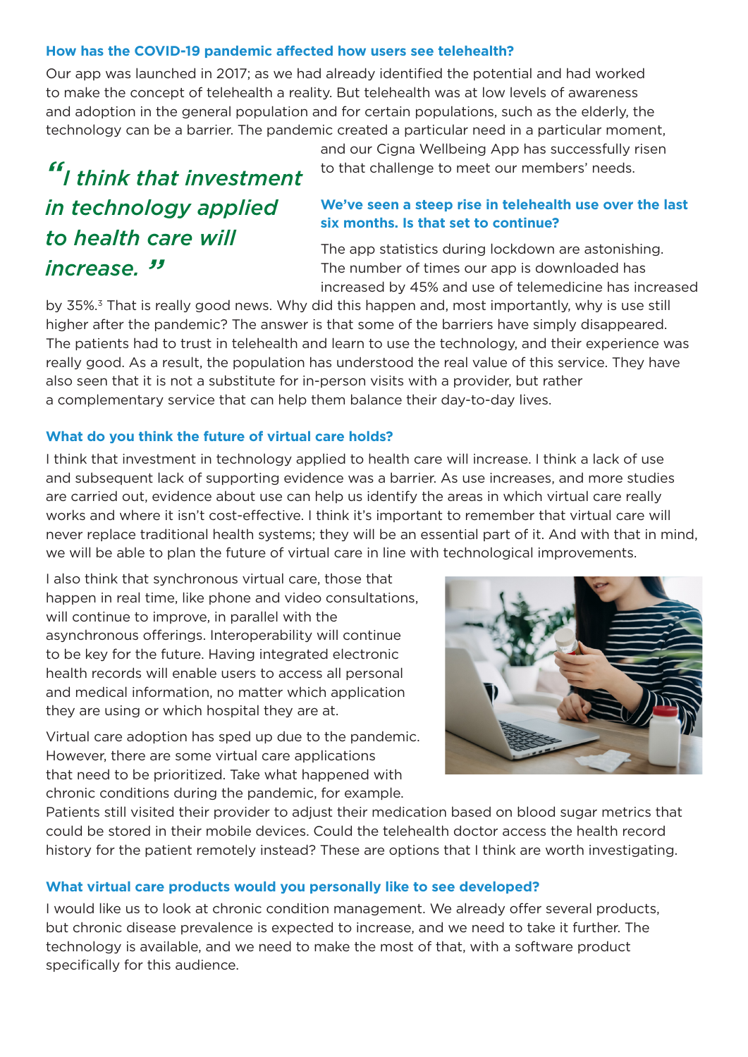### How has the COVID-19 pandemic affected how users see telehealth?

Our app was launched in 2017; as we had already identified the potential and had worked to make the concept of telehealth a reality. But telehealth was at low levels of awareness and adoption in the general population and for certain populations, such as the elderly, the technology can be a barrier. The pandemic created a particular need in a particular moment, and our Cigna Wellbeing App has successfully risen to that challenge to meet our members' needs.

> *"I think that investment in technology applied to health care will increase."*

### We've seen a steep rise in telehealth use over the last six months. Is that set to continue?

The app statistics during lockdown are astonishing. The number of times our app is downloaded has increased by 45% and use of telemedicine has increased by 35%.[3] That is really good news. Why did this happen and, most importantly, why is use still higher after the pandemic? The answer is that some of the barriers have simply disappeared. The patients had to trust in telehealth and learn to use the technology, and their experience was really good. As a result, the population has understood the real value of this service. They have also seen that it is not a substitute for in-person visits with a provider, but rather a complementary service that can help them balance their day-to-day lives.

### What do you think the future of virtual care holds?

I think that investment in technology applied to health care will increase. I think a lack of use and subsequent lack of supporting evidence was a barrier. As use increases, and more studies are carried out, evidence about use can help us identify the areas in which virtual care really works and where it isn't cost-effective. I think it's important to remember that virtual care will never replace traditional health systems; they will be an essential part of it. And with that in mind, we will be able to plan the future of virtual care in line with technological improvements.

I also think that synchronous virtual care, those that happen in real time, like phone and video consultations, will continue to improve, in parallel with the asynchronous offerings. Interoperability will continue to be key for the future. Having integrated electronic health records will enable users to access all personal and medical information, no matter which application they are using or which hospital they are at.

Virtual care adoption has sped up due to the pandemic. However, there are some virtual care applications that need to be prioritized. Take what happened with chronic conditions during the pandemic, for example. Patients still visited their provider to adjust their medication based on blood sugar metrics that could be stored in their mobile devices. Could the telehealth doctor access the health record history for the patient remotely instead? These are options that I think are worth investigating.

### What virtual care products would you personally like to see developed?

I would like us to look at chronic condition management. We already offer several products, but chronic disease prevalence is expected to increase, and we need to take it further. The technology is available, and we need to make the most of that, with a software product specifically for this audience.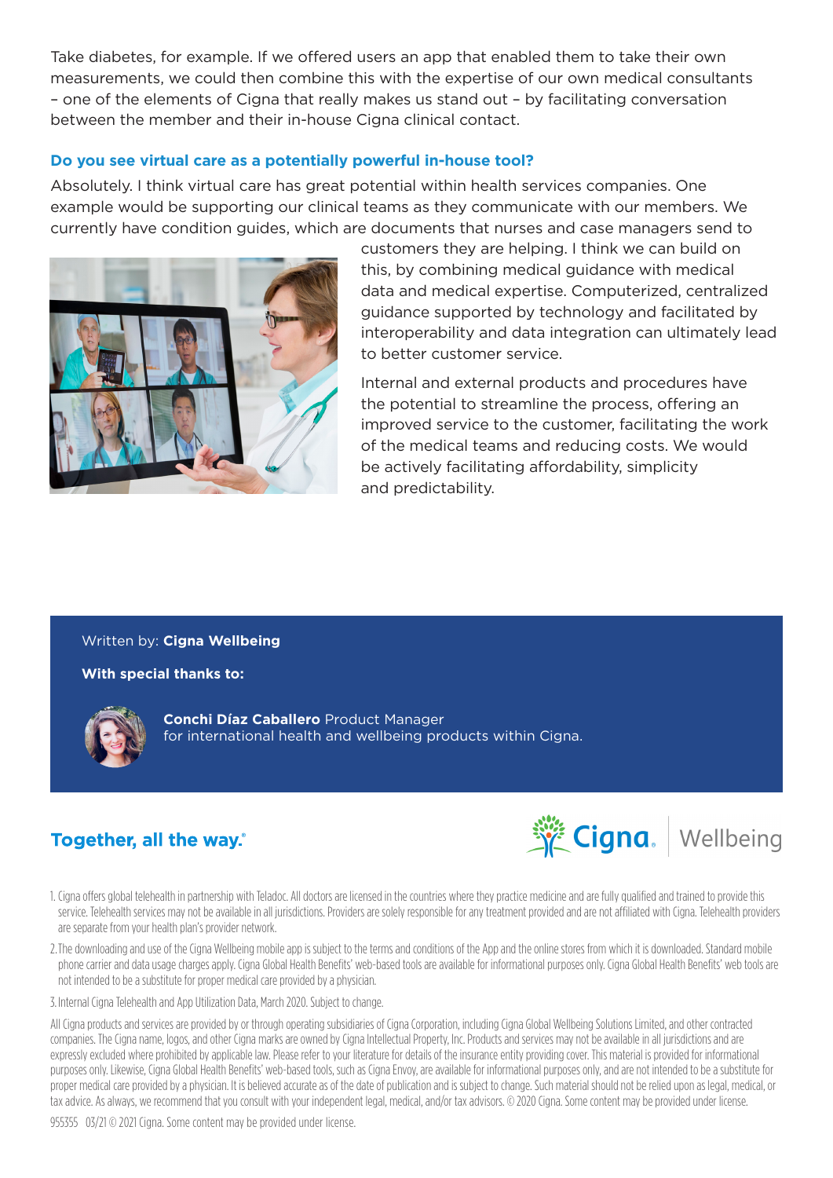Take diabetes, for example. If we offered users an app that enabled them to take their own measurements, we could then combine this with the expertise of our own medical consultants – one of the elements of Cigna that really makes us stand out – by facilitating conversation between the member and their in-house Cigna clinical contact.

### Do you see virtual care as a potentially powerful in-house tool?

Absolutely. I think virtual care has great potential within health services companies. One example would be supporting our clinical teams as they communicate with our members. We currently have condition guides, which are documents that nurses and case managers send to customers they are helping. I think we can build on this, by combining medical guidance with medical data and medical expertise. Computerized, centralized guidance supported by technology and facilitated by interoperability and data integration can ultimately lead to better customer service.

Internal and external products and procedures have the potential to streamline the process, offering an improved service to the customer, facilitating the work of the medical teams and reducing costs. We would be actively facilitating affordability, simplicity and predictability.

Written by: **Cigna Wellbeing**

**With special thanks to:**

**Conchi Díaz Caballero** Product Manager for international health and wellbeing products within Cigna.

**Together, all the way.®**

Cigna. | Wellbeing

1. Cigna offers global telehealth in partnership with Teladoc. All doctors are licensed in the countries where they practice medicine and are fully qualified and trained to provide this service. Telehealth services may not be available in all jurisdictions. Providers are solely responsible for any treatment provided and are not affiliated with Cigna. Telehealth providers are separate from your health plan's provider network.

2. The downloading and use of the Cigna Wellbeing mobile app is subject to the terms and conditions of the App and the online stores from which it is downloaded. Standard mobile phone carrier and data usage charges apply. Cigna Global Health Benefits' web-based tools are available for informational purposes only. Cigna Global Health Benefits' web tools are not intended to be a substitute for proper medical care provided by a physician.

3. Internal Cigna Telehealth and App Utilization Data, March 2020. Subject to change.

All Cigna products and services are provided by or through operating subsidiaries of Cigna Corporation, including Cigna Global Wellbeing Solutions Limited, and other contracted companies. The Cigna name, logos, and other Cigna marks are owned by Cigna Intellectual Property, Inc. Products and services may not be available in all jurisdictions and are expressly excluded where prohibited by applicable law. Please refer to your literature for details of the insurance entity providing cover. This material is provided for informational purposes only. Likewise, Cigna Global Health Benefits' web-based tools, such as Cigna Envoy, are available for informational purposes only, and are not intended to be a substitute for proper medical care provided by a physician. It is believed accurate as of the date of publication and is subject to change. Such material should not be relied upon as legal, medical, or tax advice. As always, we recommend that you consult with your independent legal, medical, and/or tax advisors. © 2020 Cigna. Some content may be provided under license.

955355 03/21 © 2021 Cigna. Some content may be provided under license.